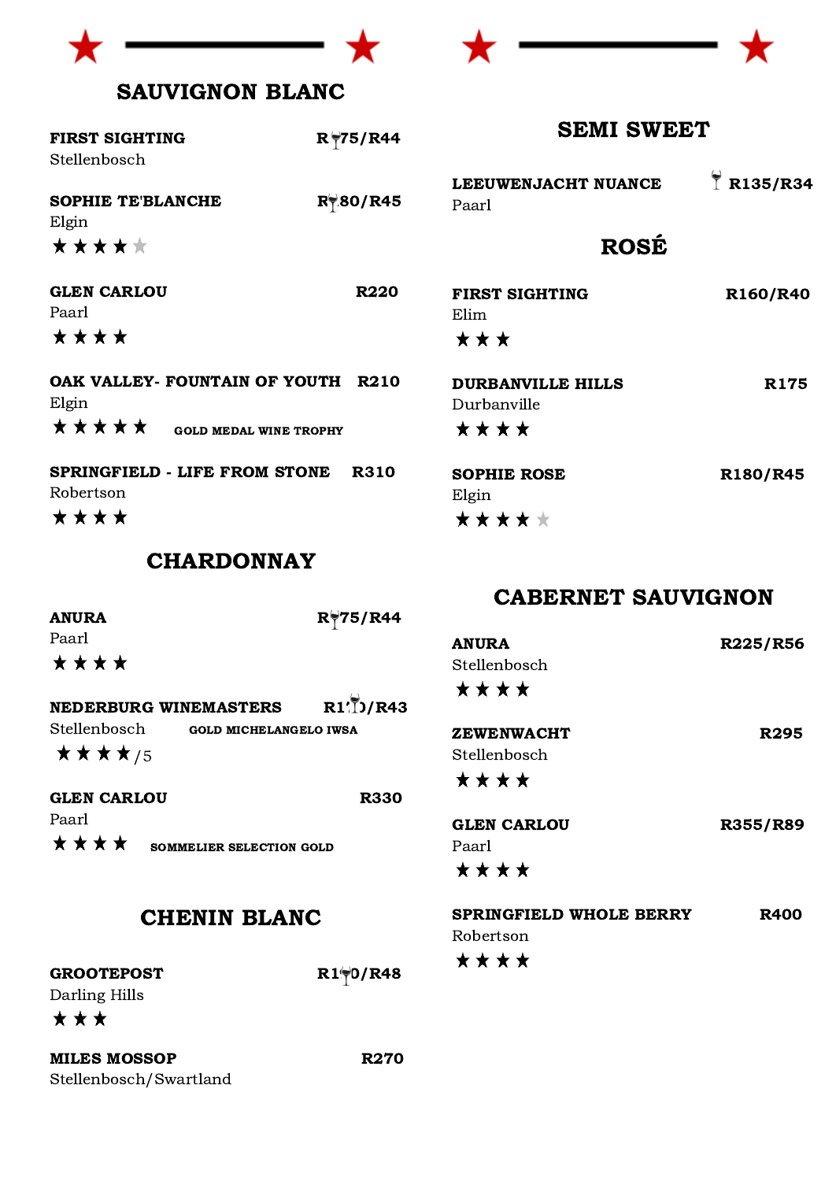## SAUVIGNON BLANC

**FIRST SIGHTING** — **R 75/R44**
Stellenbosch

**SOPHIE TE'BLANCHE** — **R 80/R45**
Elgin
★★★★☆

**GLEN CARLOU** — **R220**
Paarl
★★★★

**OAK VALLEY- FOUNTAIN OF YOUTH** — **R210**
Elgin
★★★★★ **GOLD MEDAL WINE TROPHY**

**SPRINGFIELD - LIFE FROM STONE** — **R310**
Robertson
★★★★

## CHARDONNAY

**ANURA** — **R 75/R44**
Paarl
★★★★

**NEDERBURG WINEMASTERS** — **R1 0/R43**
Stellenbosch **GOLD MICHELANGELO IWSA**
★★★★/5

**GLEN CARLOU** — **R330**
Paarl
★★★★ **SOMMELIER SELECTION GOLD**

## CHENIN BLANC

**GROOTEPOST** — **R1 0/R48**
Darling Hills
★★★

**MILES MOSSOP** — **R270**
Stellenbosch/Swartland

## SEMI SWEET

**LEEUWENJACHT NUANCE** — **R135/R34**
Paarl

## ROSÉ

**FIRST SIGHTING** — **R160/R40**
Elim
★★★

**DURBANVILLE HILLS** — **R175**
Durbanville
★★★★

**SOPHIE ROSE** — **R180/R45**
Elgin
★★★★☆

## CABERNET SAUVIGNON

**ANURA** — **R225/R56**
Stellenbosch
★★★★

**ZEWENWACHT** — **R295**
Stellenbosch
★★★★

**GLEN CARLOU** — **R355/R89**
Paarl
★★★★

**SPRINGFIELD WHOLE BERRY** — **R400**
Robertson
★★★★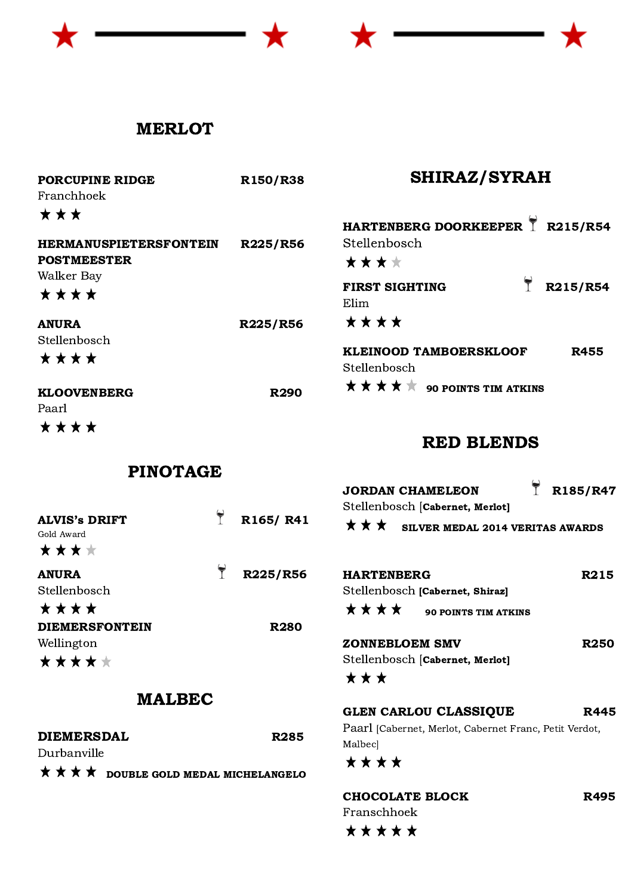## MERLOT

**PORCUPINE RIDGE** **R150/R38**
Franchhoek
★★★

**HERMANUSPIETERSFONTEIN POSTMEESTER** **R225/R56**
Walker Bay
★★★★

**ANURA** **R225/R56**
Stellenbosch
★★★★

**KLOOVENBERG** **R290**
Paarl
★★★★

## PINOTAGE

**ALVIS's DRIFT** 🍷 **R165/ R41**
Gold Award
★★★☆

**ANURA** 🍷 **R225/R56**
Stellenbosch
★★★★

**DIEMERSFONTEIN** **R280**
Wellington
★★★★☆

## MALBEC

**DIEMERSDAL** **R285**
Durbanville
★★★★ **DOUBLE GOLD MEDAL MICHELANGELO**

## SHIRAZ/SYRAH

**HARTENBERG DOORKEEPER** 🍷 **R215/R54**
Stellenbosch
★★★☆

**FIRST SIGHTING** 🍷 **R215/R54**
Elim
★★★★

**KLEINOOD TAMBOERSKLOOF** **R455**
Stellenbosch
★★★★☆ **90 POINTS TIM ATKINS**

## RED BLENDS

**JORDAN CHAMELEON** 🍷 **R185/R47**
Stellenbosch **[Cabernet, Merlot]**
★★★ **SILVER MEDAL 2014 VERITAS AWARDS**

**HARTENBERG** **R215**
Stellenbosch **[Cabernet, Shiraz]**
★★★★ **90 POINTS TIM ATKINS**

**ZONNEBLOEM SMV** **R250**
Stellenbosch **[Cabernet, Merlot]**
★★★

**GLEN CARLOU CLASSIQUE** **R445**
Paarl [Cabernet, Merlot, Cabernet Franc, Petit Verdot, Malbec]
★★★★

**CHOCOLATE BLOCK** **R495**
Franschhoek
★★★★★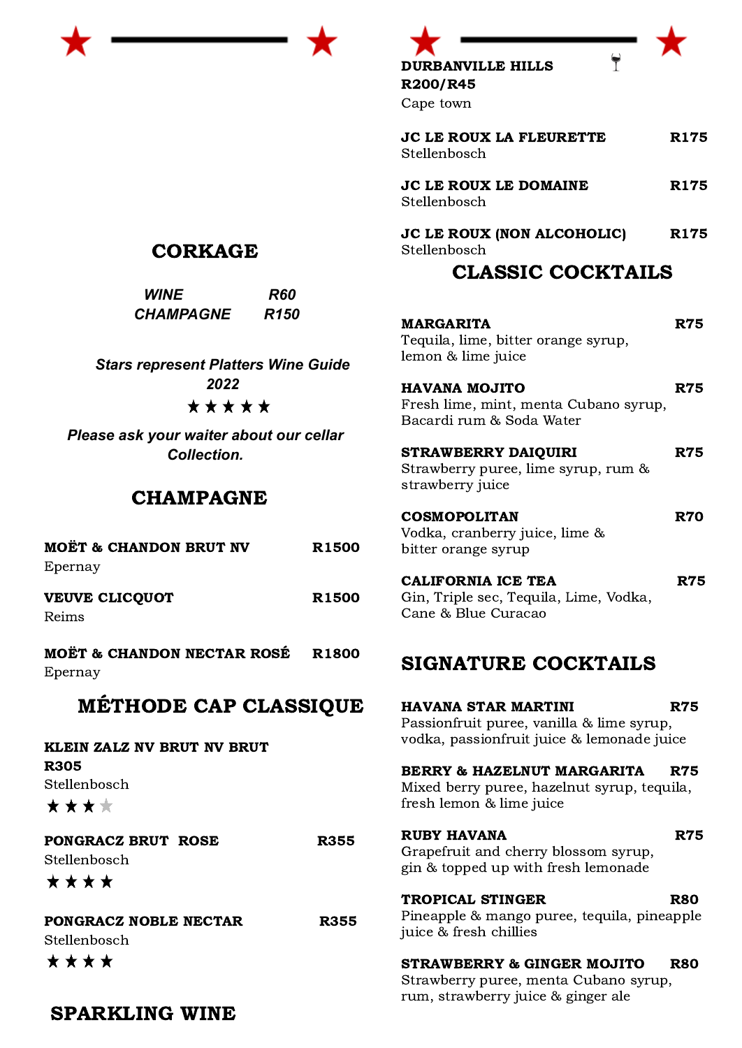## CORKAGE

| | |
|---|---|
| ***WINE*** | ***R60*** |
| ***CHAMPAGNE*** | ***R150*** |

***Stars represent Platters Wine Guide 2022***

★★★★★

***Please ask your waiter about our cellar Collection.***

## CHAMPAGNE

**MOËT & CHANDON BRUT NV** **R1500**
Epernay

**VEUVE CLICQUOT** **R1500**
Reims

**MOËT & CHANDON NECTAR ROSÉ** **R1800**
Epernay

## MÉTHODE CAP CLASSIQUE

**KLEIN ZALZ NV BRUT NV BRUT**
**R305**
Stellenbosch
★★★☆

**PONGRACZ BRUT ROSE** **R355**
Stellenbosch
★★★★

**PONGRACZ NOBLE NECTAR** **R355**
Stellenbosch
★★★★

## SPARKLING WINE

**DURBANVILLE HILLS**
**R200/R45**
Cape town

**JC LE ROUX LA FLEURETTE** **R175**
Stellenbosch

**JC LE ROUX LE DOMAINE** **R175**
Stellenbosch

**JC LE ROUX (NON ALCOHOLIC)** **R175**
Stellenbosch

## CLASSIC COCKTAILS

**MARGARITA** **R75**
Tequila, lime, bitter orange syrup, lemon & lime juice

**HAVANA MOJITO** **R75**
Fresh lime, mint, menta Cubano syrup, Bacardi rum & Soda Water

**STRAWBERRY DAIQUIRI** **R75**
Strawberry puree, lime syrup, rum & strawberry juice

**COSMOPOLITAN** **R70**
Vodka, cranberry juice, lime & bitter orange syrup

**CALIFORNIA ICE TEA** **R75**
Gin, Triple sec, Tequila, Lime, Vodka, Cane & Blue Curacao

## SIGNATURE COCKTAILS

**HAVANA STAR MARTINI** **R75**
Passionfruit puree, vanilla & lime syrup, vodka, passionfruit juice & lemonade juice

**BERRY & HAZELNUT MARGARITA** **R75**
Mixed berry puree, hazelnut syrup, tequila, fresh lemon & lime juice

**RUBY HAVANA** **R75**
Grapefruit and cherry blossom syrup, gin & topped up with fresh lemonade

**TROPICAL STINGER** **R80**
Pineapple & mango puree, tequila, pineapple juice & fresh chillies

**STRAWBERRY & GINGER MOJITO** **R80**
Strawberry puree, menta Cubano syrup, rum, strawberry juice & ginger ale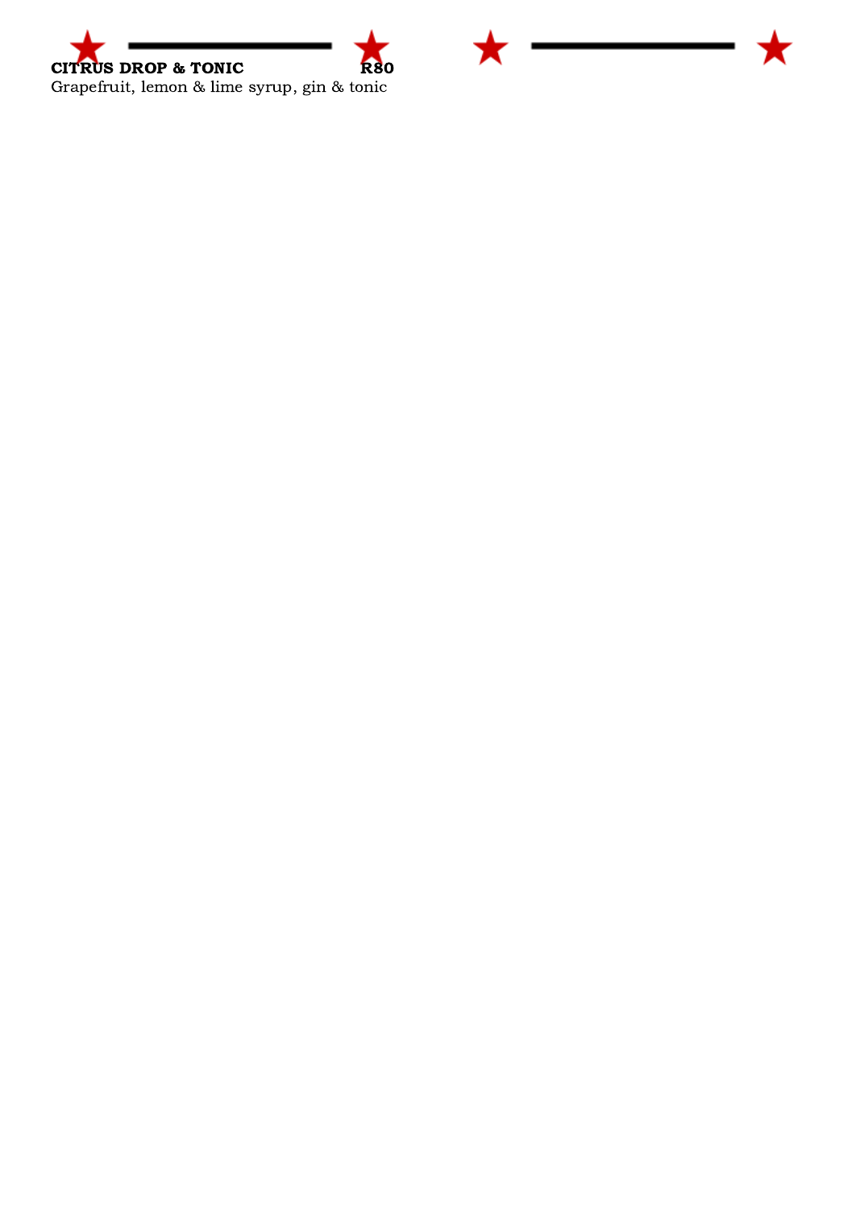**CITRUS DROP & TONIC** **R80**

Grapefruit, lemon & lime syrup, gin & tonic